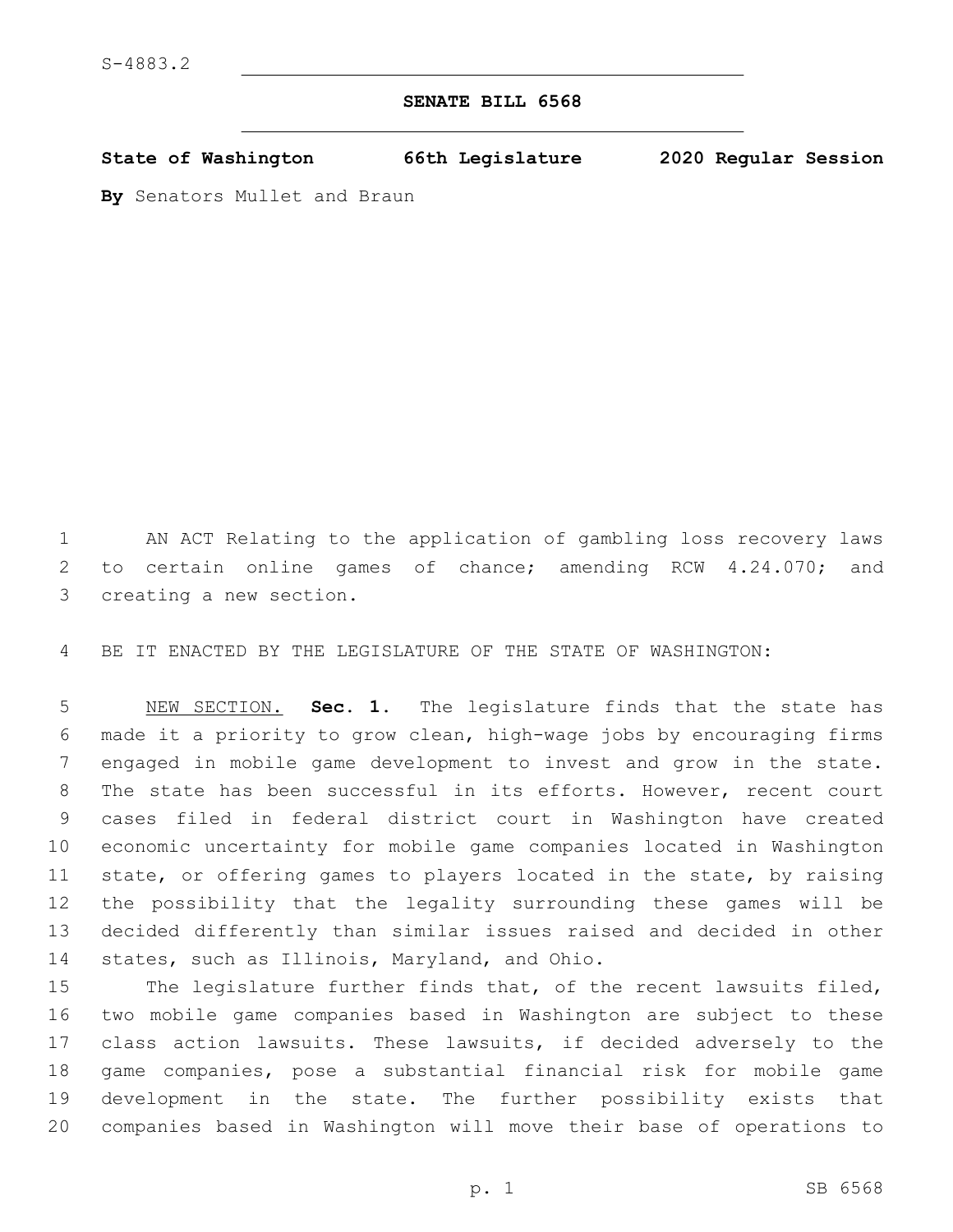S-4883.2

# SENATE BILL 6568

**State of Washington 66th Legislature 2020 Regular Session**

**By** Senators Mullet and Braun

AN ACT Relating to the application of gambling loss recovery laws to certain online games of chance; amending RCW 4.24.070; and creating a new section.

BE IT ENACTED BY THE LEGISLATURE OF THE STATE OF WASHINGTON:

NEW SECTION. **Sec. 1.** The legislature finds that the state has made it a priority to grow clean, high-wage jobs by encouraging firms engaged in mobile game development to invest and grow in the state. The state has been successful in its efforts. However, recent court cases filed in federal district court in Washington have created economic uncertainty for mobile game companies located in Washington state, or offering games to players located in the state, by raising the possibility that the legality surrounding these games will be decided differently than similar issues raised and decided in other states, such as Illinois, Maryland, and Ohio.

The legislature further finds that, of the recent lawsuits filed, two mobile game companies based in Washington are subject to these class action lawsuits. These lawsuits, if decided adversely to the game companies, pose a substantial financial risk for mobile game development in the state. The further possibility exists that companies based in Washington will move their base of operations to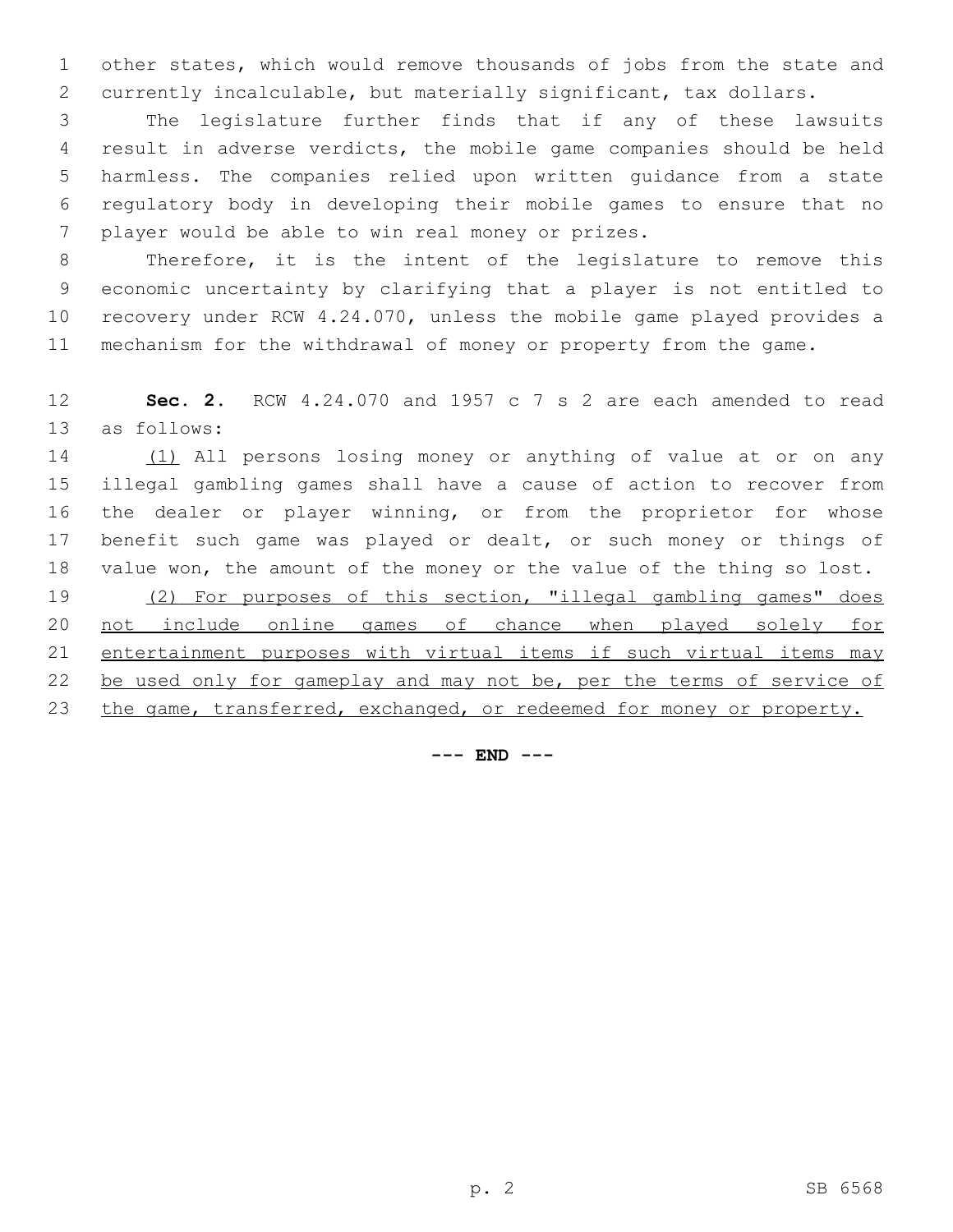other states, which would remove thousands of jobs from the state and currently incalculable, but materially significant, tax dollars.

The legislature further finds that if any of these lawsuits result in adverse verdicts, the mobile game companies should be held harmless. The companies relied upon written guidance from a state regulatory body in developing their mobile games to ensure that no player would be able to win real money or prizes.

Therefore, it is the intent of the legislature to remove this economic uncertainty by clarifying that a player is not entitled to recovery under RCW 4.24.070, unless the mobile game played provides a mechanism for the withdrawal of money or property from the game.

**Sec. 2.** RCW 4.24.070 and 1957 c 7 s 2 are each amended to read as follows:

(1) All persons losing money or anything of value at or on any illegal gambling games shall have a cause of action to recover from the dealer or player winning, or from the proprietor for whose benefit such game was played or dealt, or such money or things of value won, the amount of the money or the value of the thing so lost.

(2) For purposes of this section, "illegal gambling games" does not include online games of chance when played solely for entertainment purposes with virtual items if such virtual items may be used only for gameplay and may not be, per the terms of service of the game, transferred, exchanged, or redeemed for money or property.

**--- END ---**